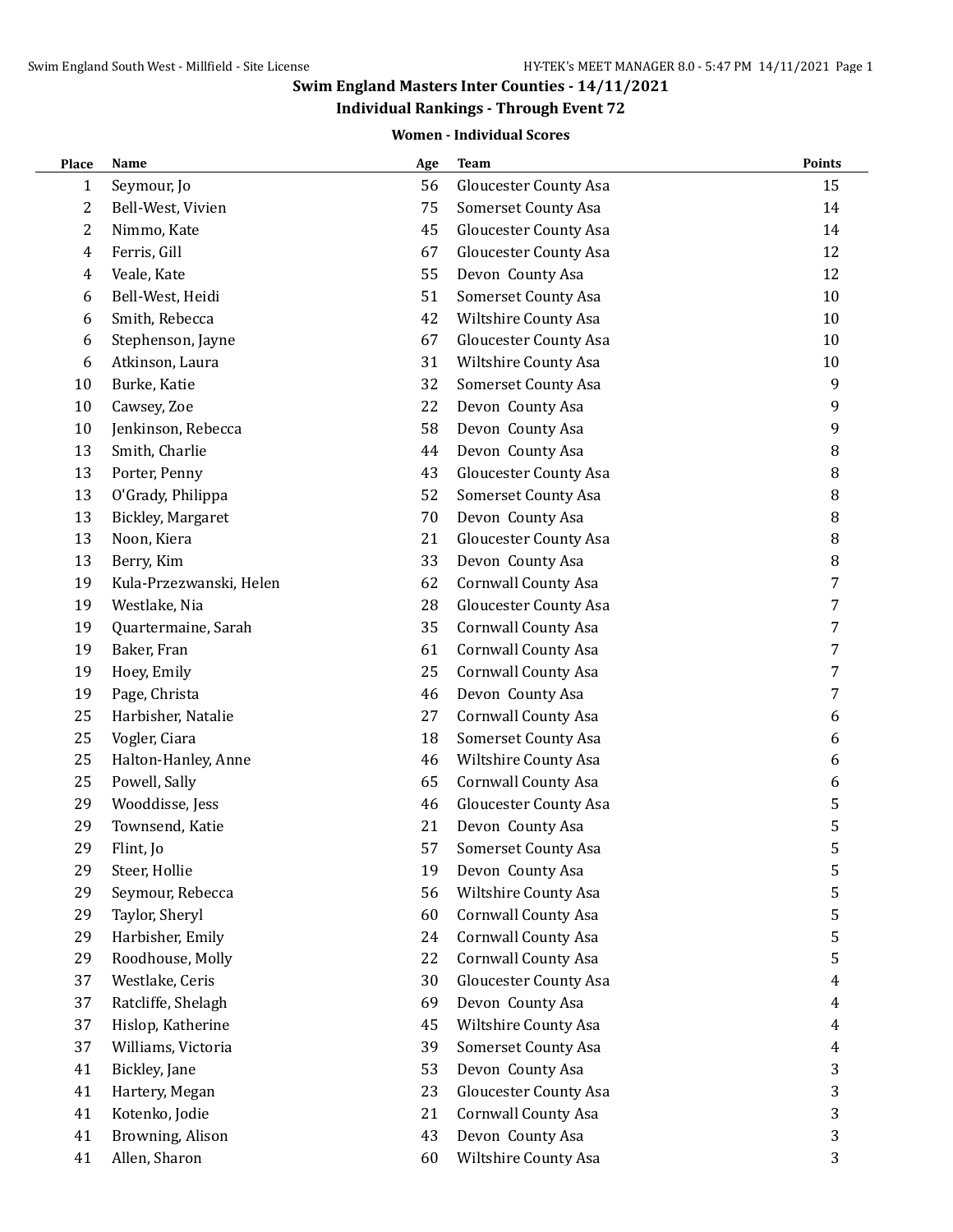## Swim England Masters Inter Counties - 14/11/2021

### Individual Rankings - Through Event 72

#### Women - Individual Scores

| Place | Name | Age | Team | Points |
|---|---|---|---|---|
| 1 | Seymour, Jo | 56 | Gloucester County Asa | 15 |
| 2 | Bell-West, Vivien | 75 | Somerset County Asa | 14 |
| 2 | Nimmo, Kate | 45 | Gloucester County Asa | 14 |
| 4 | Ferris, Gill | 67 | Gloucester County Asa | 12 |
| 4 | Veale, Kate | 55 | Devon County Asa | 12 |
| 6 | Bell-West, Heidi | 51 | Somerset County Asa | 10 |
| 6 | Smith, Rebecca | 42 | Wiltshire County Asa | 10 |
| 6 | Stephenson, Jayne | 67 | Gloucester County Asa | 10 |
| 6 | Atkinson, Laura | 31 | Wiltshire County Asa | 10 |
| 10 | Burke, Katie | 32 | Somerset County Asa | 9 |
| 10 | Cawsey, Zoe | 22 | Devon County Asa | 9 |
| 10 | Jenkinson, Rebecca | 58 | Devon County Asa | 9 |
| 13 | Smith, Charlie | 44 | Devon County Asa | 8 |
| 13 | Porter, Penny | 43 | Gloucester County Asa | 8 |
| 13 | O'Grady, Philippa | 52 | Somerset County Asa | 8 |
| 13 | Bickley, Margaret | 70 | Devon County Asa | 8 |
| 13 | Noon, Kiera | 21 | Gloucester County Asa | 8 |
| 13 | Berry, Kim | 33 | Devon County Asa | 8 |
| 19 | Kula-Przezwanski, Helen | 62 | Cornwall County Asa | 7 |
| 19 | Westlake, Nia | 28 | Gloucester County Asa | 7 |
| 19 | Quartermaine, Sarah | 35 | Cornwall County Asa | 7 |
| 19 | Baker, Fran | 61 | Cornwall County Asa | 7 |
| 19 | Hoey, Emily | 25 | Cornwall County Asa | 7 |
| 19 | Page, Christa | 46 | Devon County Asa | 7 |
| 25 | Harbisher, Natalie | 27 | Cornwall County Asa | 6 |
| 25 | Vogler, Ciara | 18 | Somerset County Asa | 6 |
| 25 | Halton-Hanley, Anne | 46 | Wiltshire County Asa | 6 |
| 25 | Powell, Sally | 65 | Cornwall County Asa | 6 |
| 29 | Wooddisse, Jess | 46 | Gloucester County Asa | 5 |
| 29 | Townsend, Katie | 21 | Devon County Asa | 5 |
| 29 | Flint, Jo | 57 | Somerset County Asa | 5 |
| 29 | Steer, Hollie | 19 | Devon County Asa | 5 |
| 29 | Seymour, Rebecca | 56 | Wiltshire County Asa | 5 |
| 29 | Taylor, Sheryl | 60 | Cornwall County Asa | 5 |
| 29 | Harbisher, Emily | 24 | Cornwall County Asa | 5 |
| 29 | Roodhouse, Molly | 22 | Cornwall County Asa | 5 |
| 37 | Westlake, Ceris | 30 | Gloucester County Asa | 4 |
| 37 | Ratcliffe, Shelagh | 69 | Devon County Asa | 4 |
| 37 | Hislop, Katherine | 45 | Wiltshire County Asa | 4 |
| 37 | Williams, Victoria | 39 | Somerset County Asa | 4 |
| 41 | Bickley, Jane | 53 | Devon County Asa | 3 |
| 41 | Hartery, Megan | 23 | Gloucester County Asa | 3 |
| 41 | Kotenko, Jodie | 21 | Cornwall County Asa | 3 |
| 41 | Browning, Alison | 43 | Devon County Asa | 3 |
| 41 | Allen, Sharon | 60 | Wiltshire County Asa | 3 |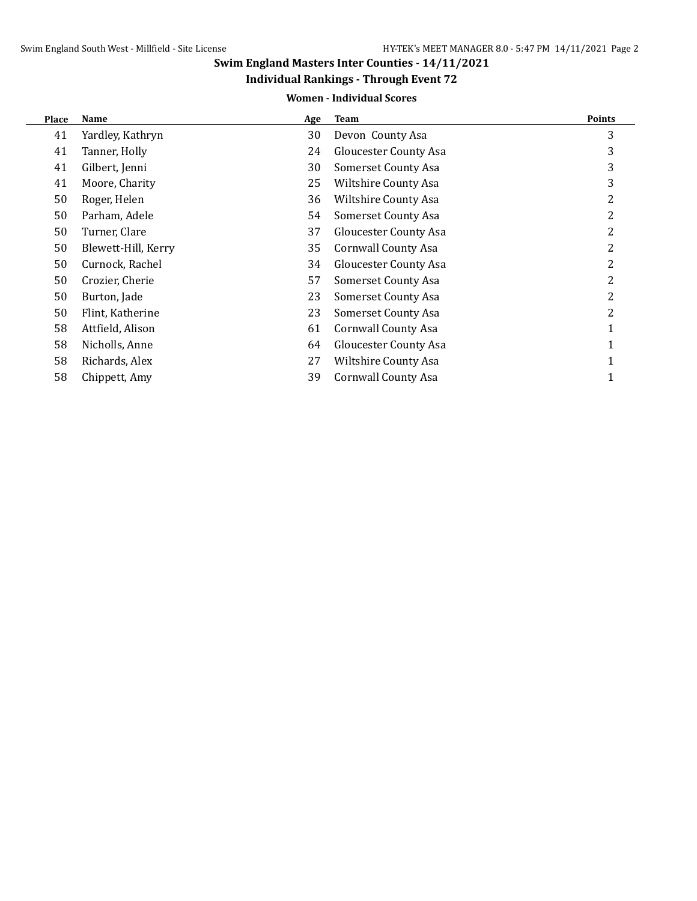## Swim England Masters Inter Counties - 14/11/2021

### Individual Rankings - Through Event 72

#### Women - Individual Scores

| Place | Name | Age | Team | Points |
|---|---|---|---|---|
| 41 | Yardley, Kathryn | 30 | Devon  County Asa | 3 |
| 41 | Tanner, Holly | 24 | Gloucester County Asa | 3 |
| 41 | Gilbert, Jenni | 30 | Somerset County Asa | 3 |
| 41 | Moore, Charity | 25 | Wiltshire County Asa | 3 |
| 50 | Roger, Helen | 36 | Wiltshire County Asa | 2 |
| 50 | Parham, Adele | 54 | Somerset County Asa | 2 |
| 50 | Turner, Clare | 37 | Gloucester County Asa | 2 |
| 50 | Blewett-Hill, Kerry | 35 | Cornwall County Asa | 2 |
| 50 | Curnock, Rachel | 34 | Gloucester County Asa | 2 |
| 50 | Crozier, Cherie | 57 | Somerset County Asa | 2 |
| 50 | Burton, Jade | 23 | Somerset County Asa | 2 |
| 50 | Flint, Katherine | 23 | Somerset County Asa | 2 |
| 58 | Attfield, Alison | 61 | Cornwall County Asa | 1 |
| 58 | Nicholls, Anne | 64 | Gloucester County Asa | 1 |
| 58 | Richards, Alex | 27 | Wiltshire County Asa | 1 |
| 58 | Chippett, Amy | 39 | Cornwall County Asa | 1 |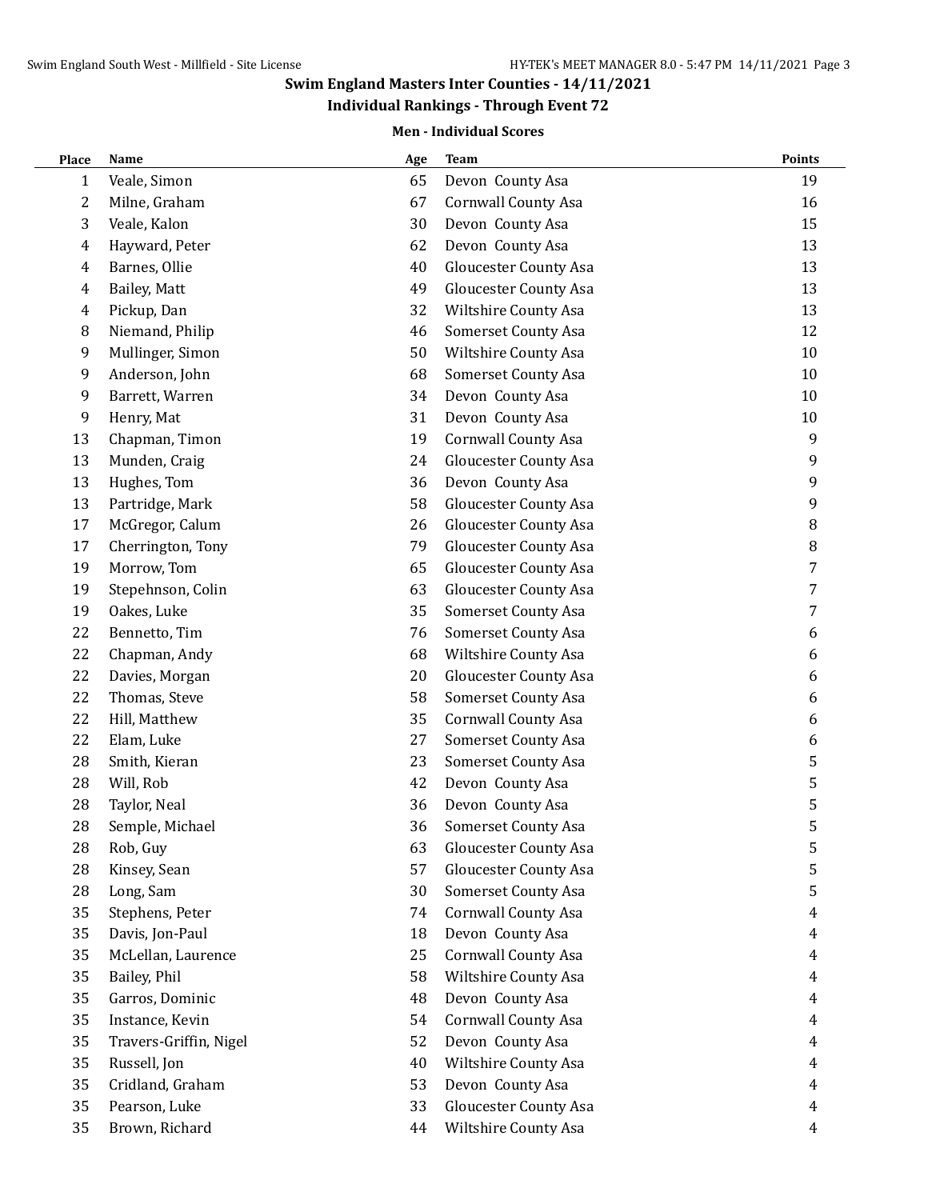## Swim England Masters Inter Counties - 14/11/2021

### Individual Rankings - Through Event 72

#### Men - Individual Scores

| Place | Name | Age | Team | Points |
|---|---|---|---|---|
| 1 | Veale, Simon | 65 | Devon County Asa | 19 |
| 2 | Milne, Graham | 67 | Cornwall County Asa | 16 |
| 3 | Veale, Kalon | 30 | Devon County Asa | 15 |
| 4 | Hayward, Peter | 62 | Devon County Asa | 13 |
| 4 | Barnes, Ollie | 40 | Gloucester County Asa | 13 |
| 4 | Bailey, Matt | 49 | Gloucester County Asa | 13 |
| 4 | Pickup, Dan | 32 | Wiltshire County Asa | 13 |
| 8 | Niemand, Philip | 46 | Somerset County Asa | 12 |
| 9 | Mullinger, Simon | 50 | Wiltshire County Asa | 10 |
| 9 | Anderson, John | 68 | Somerset County Asa | 10 |
| 9 | Barrett, Warren | 34 | Devon County Asa | 10 |
| 9 | Henry, Mat | 31 | Devon County Asa | 10 |
| 13 | Chapman, Timon | 19 | Cornwall County Asa | 9 |
| 13 | Munden, Craig | 24 | Gloucester County Asa | 9 |
| 13 | Hughes, Tom | 36 | Devon County Asa | 9 |
| 13 | Partridge, Mark | 58 | Gloucester County Asa | 9 |
| 17 | McGregor, Calum | 26 | Gloucester County Asa | 8 |
| 17 | Cherrington, Tony | 79 | Gloucester County Asa | 8 |
| 19 | Morrow, Tom | 65 | Gloucester County Asa | 7 |
| 19 | Stepehnson, Colin | 63 | Gloucester County Asa | 7 |
| 19 | Oakes, Luke | 35 | Somerset County Asa | 7 |
| 22 | Bennetto, Tim | 76 | Somerset County Asa | 6 |
| 22 | Chapman, Andy | 68 | Wiltshire County Asa | 6 |
| 22 | Davies, Morgan | 20 | Gloucester County Asa | 6 |
| 22 | Thomas, Steve | 58 | Somerset County Asa | 6 |
| 22 | Hill, Matthew | 35 | Cornwall County Asa | 6 |
| 22 | Elam, Luke | 27 | Somerset County Asa | 6 |
| 28 | Smith, Kieran | 23 | Somerset County Asa | 5 |
| 28 | Will, Rob | 42 | Devon County Asa | 5 |
| 28 | Taylor, Neal | 36 | Devon County Asa | 5 |
| 28 | Semple, Michael | 36 | Somerset County Asa | 5 |
| 28 | Rob, Guy | 63 | Gloucester County Asa | 5 |
| 28 | Kinsey, Sean | 57 | Gloucester County Asa | 5 |
| 28 | Long, Sam | 30 | Somerset County Asa | 5 |
| 35 | Stephens, Peter | 74 | Cornwall County Asa | 4 |
| 35 | Davis, Jon-Paul | 18 | Devon County Asa | 4 |
| 35 | McLellan, Laurence | 25 | Cornwall County Asa | 4 |
| 35 | Bailey, Phil | 58 | Wiltshire County Asa | 4 |
| 35 | Garros, Dominic | 48 | Devon County Asa | 4 |
| 35 | Instance, Kevin | 54 | Cornwall County Asa | 4 |
| 35 | Travers-Griffin, Nigel | 52 | Devon County Asa | 4 |
| 35 | Russell, Jon | 40 | Wiltshire County Asa | 4 |
| 35 | Cridland, Graham | 53 | Devon County Asa | 4 |
| 35 | Pearson, Luke | 33 | Gloucester County Asa | 4 |
| 35 | Brown, Richard | 44 | Wiltshire County Asa | 4 |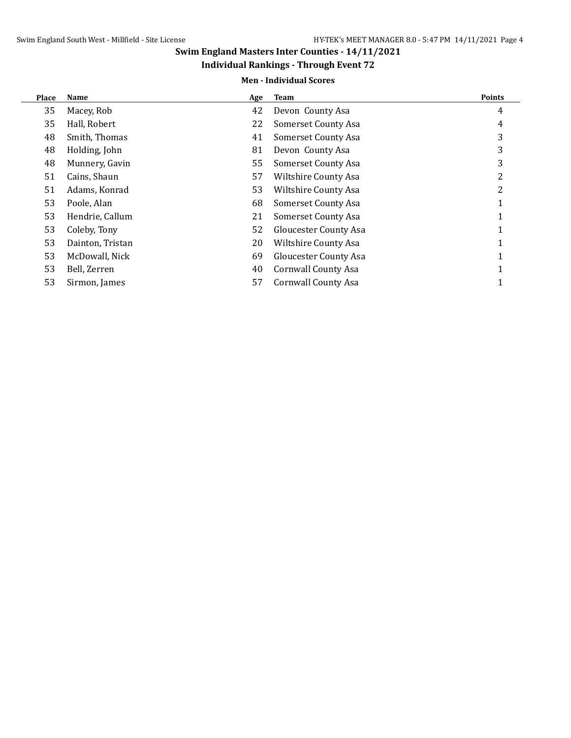# Swim England Masters Inter Counties - 14/11/2021

## Individual Rankings - Through Event 72

### Men - Individual Scores

| Place | Name | Age | Team | Points |
|---|---|---|---|---|
| 35 | Macey, Rob | 42 | Devon County Asa | 4 |
| 35 | Hall, Robert | 22 | Somerset County Asa | 4 |
| 48 | Smith, Thomas | 41 | Somerset County Asa | 3 |
| 48 | Holding, John | 81 | Devon County Asa | 3 |
| 48 | Munnery, Gavin | 55 | Somerset County Asa | 3 |
| 51 | Cains, Shaun | 57 | Wiltshire County Asa | 2 |
| 51 | Adams, Konrad | 53 | Wiltshire County Asa | 2 |
| 53 | Poole, Alan | 68 | Somerset County Asa | 1 |
| 53 | Hendrie, Callum | 21 | Somerset County Asa | 1 |
| 53 | Coleby, Tony | 52 | Gloucester County Asa | 1 |
| 53 | Dainton, Tristan | 20 | Wiltshire County Asa | 1 |
| 53 | McDowall, Nick | 69 | Gloucester County Asa | 1 |
| 53 | Bell, Zerren | 40 | Cornwall County Asa | 1 |
| 53 | Sirmon, James | 57 | Cornwall County Asa | 1 |